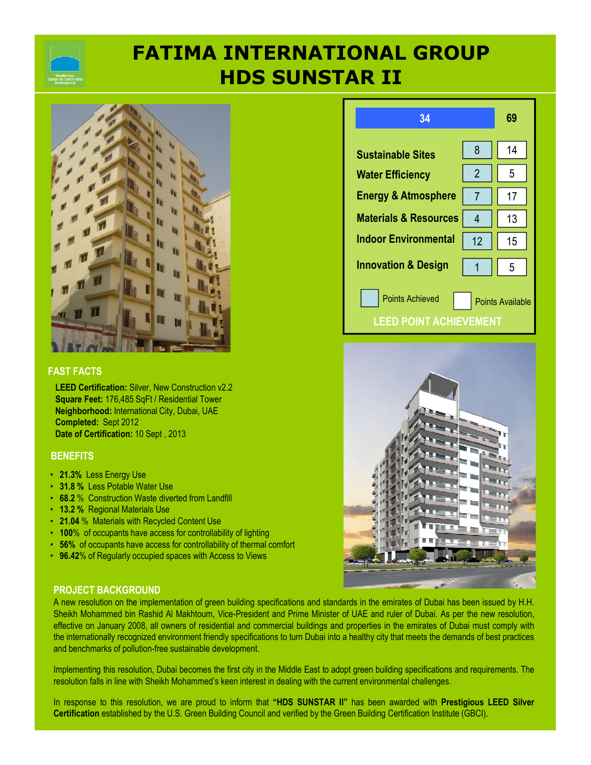# FATIMA INTERNATIONAL GROUP
# HDS SUNSTAR II

## LEED POINT ACHIEVEMENT

| Category | Points Achieved | Points Available |
|---|---|---|
| **Total** | 34 | 69 |
| Sustainable Sites | 8 | 14 |
| Water Efficiency | 2 | 5 |
| Energy & Atmosphere | 7 | 17 |
| Materials & Resources | 4 | 13 |
| Indoor Environmental | 12 | 15 |
| Innovation & Design | 1 | 5 |

## FAST FACTS

**LEED Certification:** Silver, New Construction v2.2
**Square Feet:** 176,485 SqFt / Residential Tower
**Neighborhood:** International City, Dubai, UAE
**Completed:** Sept 2012
**Date of Certification:** 10 Sept , 2013

## BENEFITS

- **21.3%** Less Energy Use
- **31.8 %** Less Potable Water Use
- **68.2** % Construction Waste diverted from Landfill
- **13.2 %** Regional Materials Use
- **21.04** % Materials with Recycled Content Use
- **100**% of occupants have access for controllability of lighting
- **56%** of occupants have access for controllability of thermal comfort
- **96.42**% of Regularly occupied spaces with Access to Views

## PROJECT BACKGROUND

A new resolution on the implementation of green building specifications and standards in the emirates of Dubai has been issued by H.H. Sheikh Mohammed bin Rashid Al Makhtoum, Vice-President and Prime Minister of UAE and ruler of Dubai. As per the new resolution, effective on January 2008, all owners of residential and commercial buildings and properties in the emirates of Dubai must comply with the internationally recognized environment friendly specifications to turn Dubai into a healthy city that meets the demands of best practices and benchmarks of pollution-free sustainable development.

Implementing this resolution, Dubai becomes the first city in the Middle East to adopt green building specifications and requirements. The resolution falls in line with Sheikh Mohammed's keen interest in dealing with the current environmental challenges.

In response to this resolution, we are proud to inform that **"HDS SUNSTAR II"** has been awarded with **Prestigious LEED Silver Certification** established by the U.S. Green Building Council and verified by the Green Building Certification Institute (GBCI).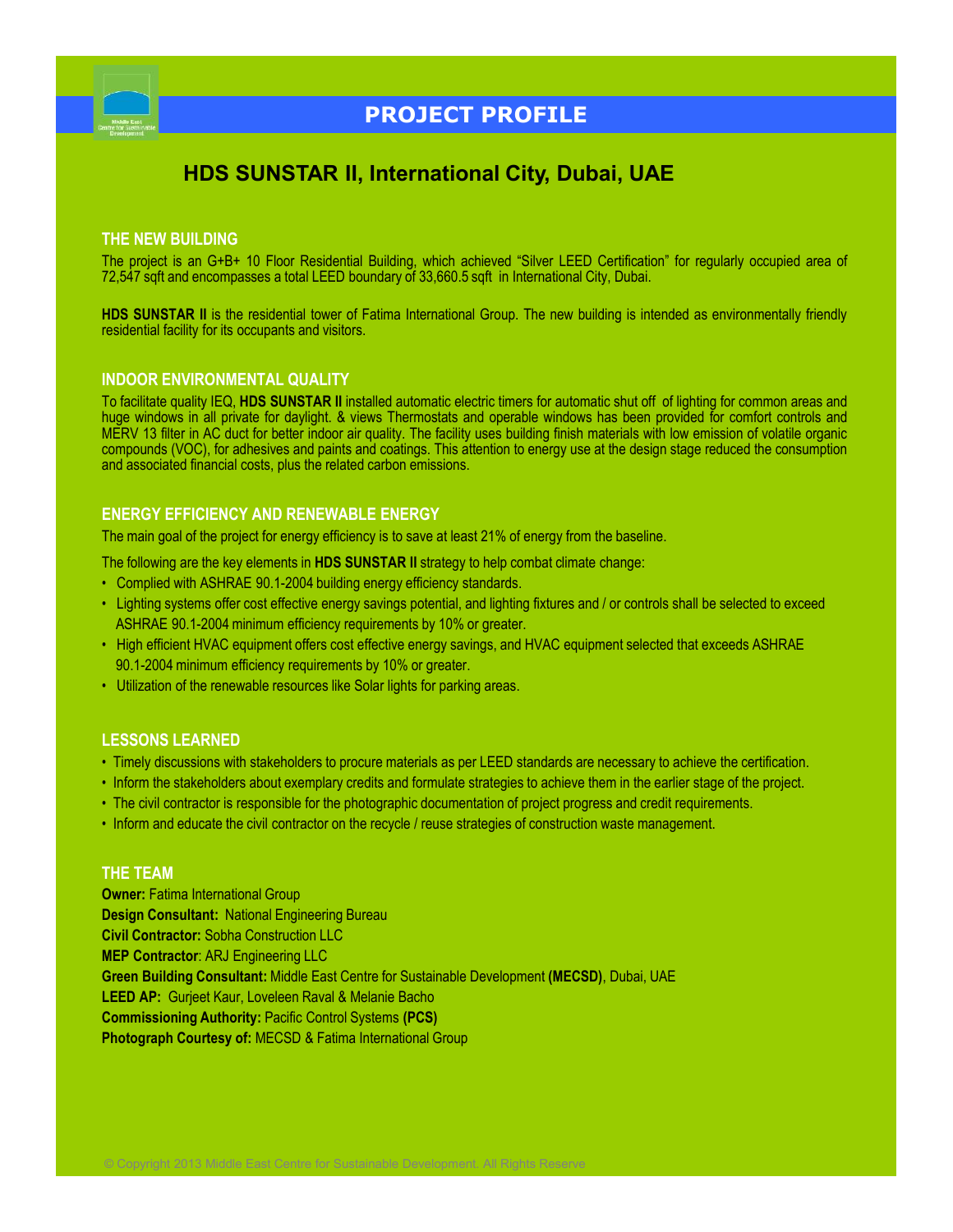# PROJECT PROFILE

## HDS SUNSTAR II, International City, Dubai, UAE

### THE NEW BUILDING

The project is an G+B+ 10 Floor Residential Building, which achieved "Silver LEED Certification" for regularly occupied area of 72,547 sqft and encompasses a total LEED boundary of 33,660.5 sqft in International City, Dubai.

**HDS SUNSTAR II** is the residential tower of Fatima International Group. The new building is intended as environmentally friendly residential facility for its occupants and visitors.

### INDOOR ENVIRONMENTAL QUALITY

To facilitate quality IEQ, **HDS SUNSTAR II** installed automatic electric timers for automatic shut off of lighting for common areas and huge windows in all private for daylight. & views Thermostats and operable windows has been provided for comfort controls and MERV 13 filter in AC duct for better indoor air quality. The facility uses building finish materials with low emission of volatile organic compounds (VOC), for adhesives and paints and coatings. This attention to energy use at the design stage reduced the consumption and associated financial costs, plus the related carbon emissions.

### ENERGY EFFICIENCY AND RENEWABLE ENERGY

The main goal of the project for energy efficiency is to save at least 21% of energy from the baseline.

The following are the key elements in **HDS SUNSTAR II** strategy to help combat climate change:

- Complied with ASHRAE 90.1-2004 building energy efficiency standards.
- Lighting systems offer cost effective energy savings potential, and lighting fixtures and / or controls shall be selected to exceed ASHRAE 90.1-2004 minimum efficiency requirements by 10% or greater.
- High efficient HVAC equipment offers cost effective energy savings, and HVAC equipment selected that exceeds ASHRAE 90.1-2004 minimum efficiency requirements by 10% or greater.
- Utilization of the renewable resources like Solar lights for parking areas.

### LESSONS LEARNED

- Timely discussions with stakeholders to procure materials as per LEED standards are necessary to achieve the certification.
- Inform the stakeholders about exemplary credits and formulate strategies to achieve them in the earlier stage of the project.
- The civil contractor is responsible for the photographic documentation of project progress and credit requirements.
- Inform and educate the civil contractor on the recycle / reuse strategies of construction waste management.

### THE TEAM

**Owner:** Fatima International Group
**Design Consultant:** National Engineering Bureau
**Civil Contractor:** Sobha Construction LLC
**MEP Contractor**: ARJ Engineering LLC
**Green Building Consultant:** Middle East Centre for Sustainable Development **(MECSD)**, Dubai, UAE
**LEED AP:** Gurjeet Kaur, Loveleen Raval & Melanie Bacho
**Commissioning Authority:** Pacific Control Systems **(PCS)**
**Photograph Courtesy of:** MECSD & Fatima International Group

© Copyright 2013 Middle East Centre for Sustainable Development. All Rights Reserve